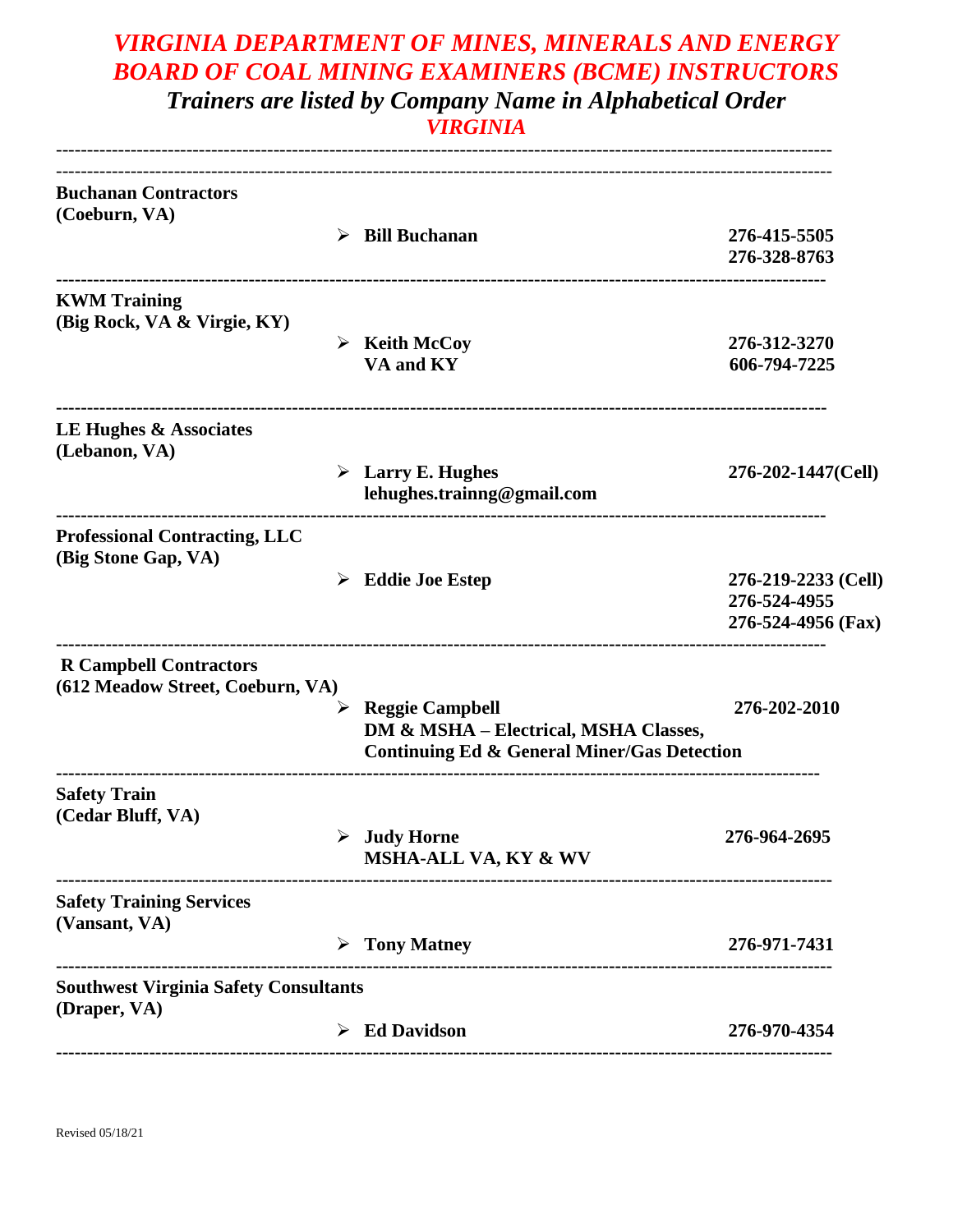# *VIRGINIA DEPARTMENT OF MINES, MINERALS AND ENERGY*
# *BOARD OF COAL MINING EXAMINERS (BCME) INSTRUCTORS*

## *Trainers are listed by Company Name in Alphabetical Order*

### *VIRGINIA*

---

**Buchanan Contractors**
**(Coeburn, VA)**

- **Bill Buchanan** — **276-415-5505**, **276-328-8763**

---

**KWM Training**
**(Big Rock, VA & Virgie, KY)**

- **Keith McCoy** — **276-312-3270**
  **VA and KY** — **606-794-7225**

---

**LE Hughes & Associates**
**(Lebanon, VA)**

- **Larry E. Hughes** — **276-202-1447(Cell)**
  **lehughes.trainng@gmail.com**

---

**Professional Contracting, LLC**
**(Big Stone Gap, VA)**

- **Eddie Joe Estep** — **276-219-2233 (Cell)**, **276-524-4955**, **276-524-4956 (Fax)**

---

**R Campbell Contractors**
**(612 Meadow Street, Coeburn, VA)**

- **Reggie Campbell** — **276-202-2010**
  **DM & MSHA – Electrical, MSHA Classes, Continuing Ed & General Miner/Gas Detection**

---

**Safety Train**
**(Cedar Bluff, VA)**

- **Judy Horne** — **276-964-2695**
  **MSHA-ALL VA, KY & WV**

---

**Safety Training Services**
**(Vansant, VA)**

- **Tony Matney** — **276-971-7431**

---

**Southwest Virginia Safety Consultants**
**(Draper, VA)**

- **Ed Davidson** — **276-970-4354**

---

Revised 05/18/21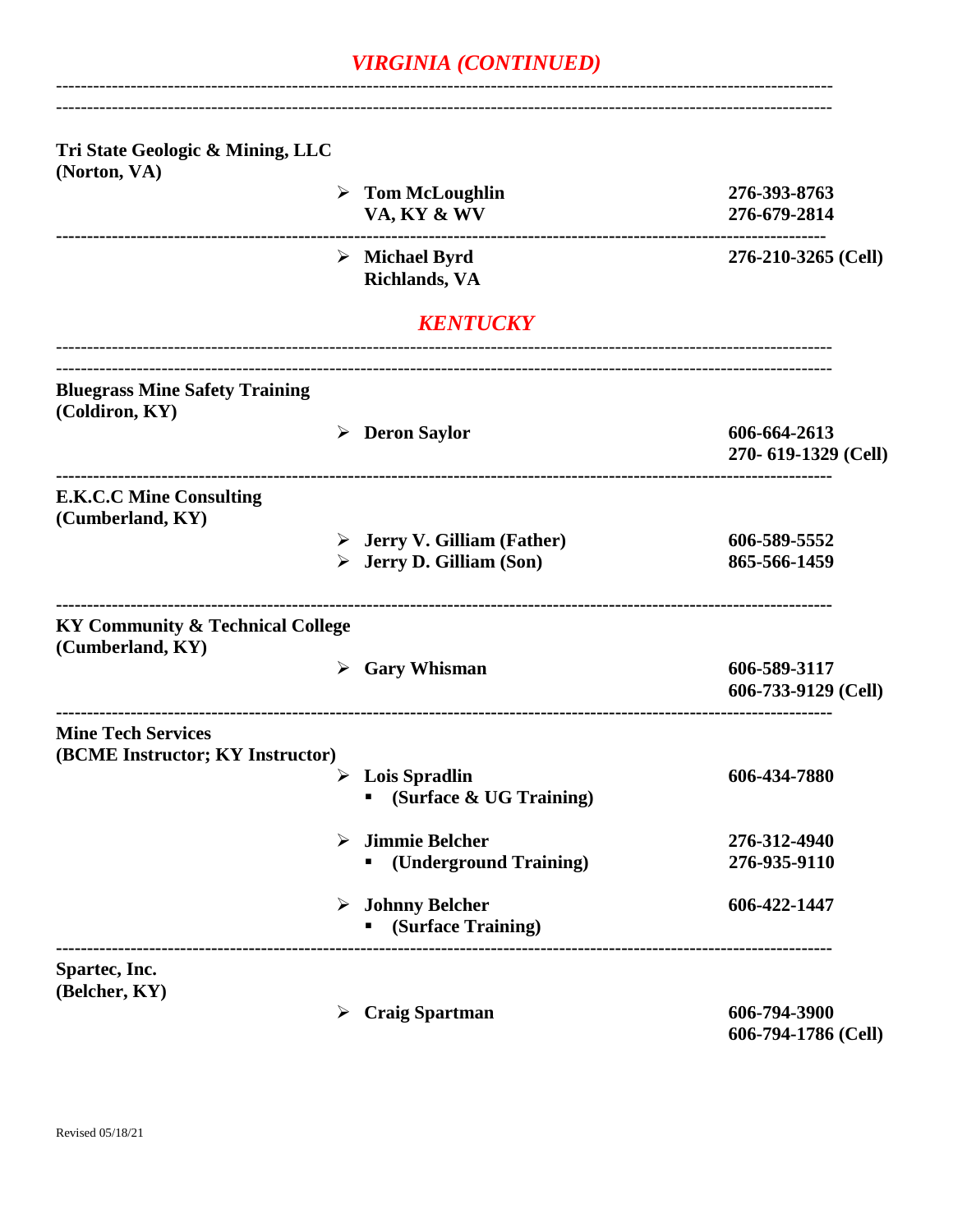## *VIRGINIA (CONTINUED)*

---

**Tri State Geologic & Mining, LLC**
**(Norton, VA)**

- **Tom McLoughlin** — **276-393-8763**
  **VA, KY & WV** — **276-679-2814**

---

- **Michael Byrd** — **276-210-3265 (Cell)**
  **Richlands, VA**

## *KENTUCKY*

---

**Bluegrass Mine Safety Training**
**(Coldiron, KY)**

- **Deron Saylor** — **606-664-2613**
  **270- 619-1329 (Cell)**

---

**E.K.C.C Mine Consulting**
**(Cumberland, KY)**

- **Jerry V. Gilliam (Father)** — **606-589-5552**
- **Jerry D. Gilliam (Son)** — **865-566-1459**

---

**KY Community & Technical College**
**(Cumberland, KY)**

- **Gary Whisman** — **606-589-3117**
  **606-733-9129 (Cell)**

---

**Mine Tech Services**
**(BCME Instructor; KY Instructor)**

- **Lois Spradlin** — **606-434-7880**
  - **(Surface & UG Training)**
- **Jimmie Belcher** — **276-312-4940**
  - **(Underground Training)** — **276-935-9110**
- **Johnny Belcher** — **606-422-1447**
  - **(Surface Training)**

---

**Spartec, Inc.**
**(Belcher, KY)**

- **Craig Spartman** — **606-794-3900**
  **606-794-1786 (Cell)**

Revised 05/18/21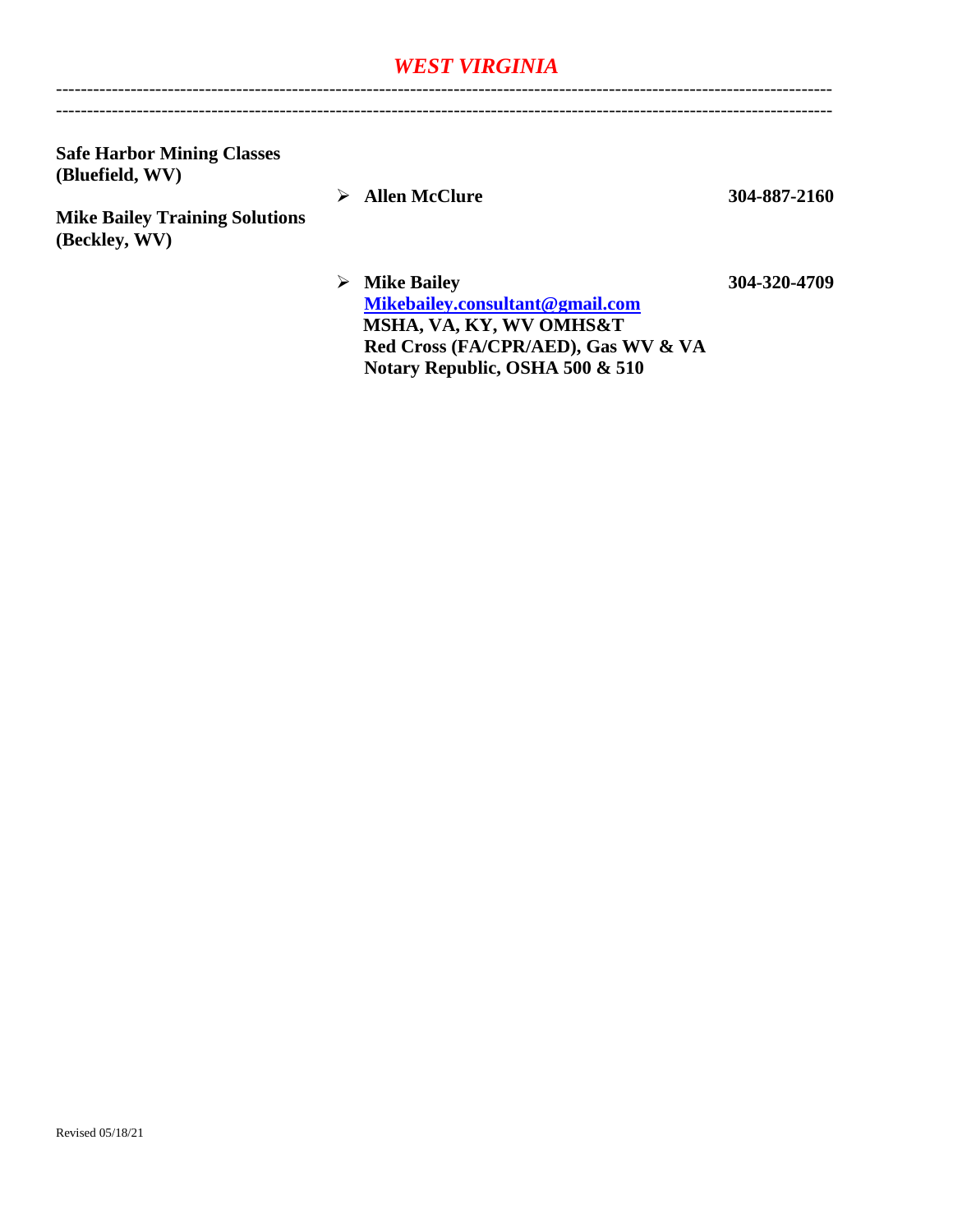# *WEST VIRGINIA*

---

**Safe Harbor Mining Classes (Bluefield, WV)**

- **Allen McClure** **304-887-2160**

**Mike Bailey Training Solutions (Beckley, WV)**

- **Mike Bailey** **304-320-4709**
  **Mikebailey.consultant@gmail.com**
  **MSHA, VA, KY, WV OMHS&T**
  **Red Cross (FA/CPR/AED), Gas WV & VA**
  **Notary Republic, OSHA 500 & 510**

Revised 05/18/21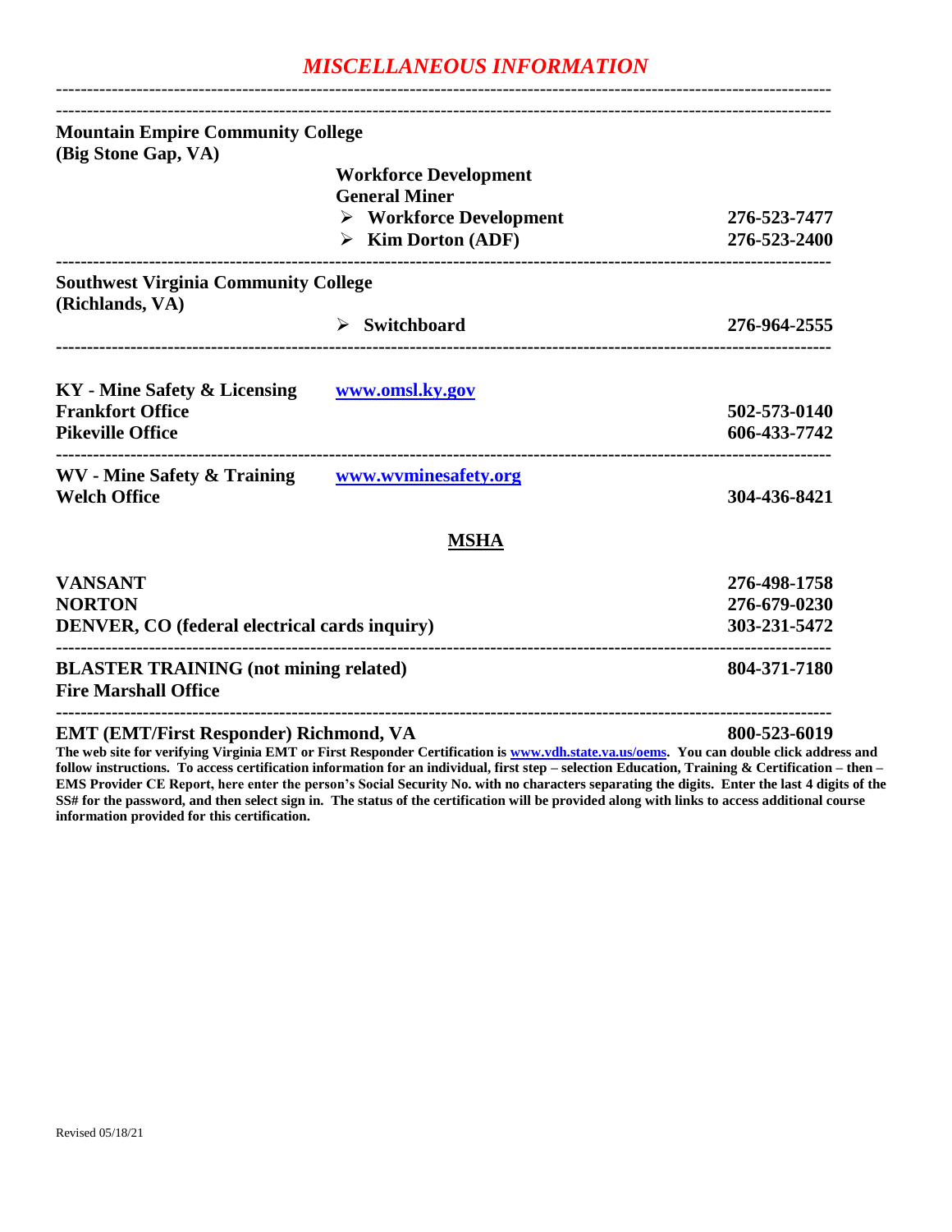# *MISCELLANEOUS INFORMATION*

---

**Mountain Empire Community College**
**(Big Stone Gap, VA)**

**Workforce Development**
**General Miner**

- **Workforce Development** — **276-523-7477**
- **Kim Dorton (ADF)** — **276-523-2400**

---

**Southwest Virginia Community College**
**(Richlands, VA)**

- **Switchboard** — **276-964-2555**

---

**KY - Mine Safety & Licensing** [www.omsl.ky.gov](www.omsl.ky.gov)

**Frankfort Office** — **502-573-0140**

**Pikeville Office** — **606-433-7742**

---

**WV - Mine Safety & Training** [www.wvminesafety.org](www.wvminesafety.org)

**Welch Office** — **304-436-8421**

## MSHA

**VANSANT** — **276-498-1758**

**NORTON** — **276-679-0230**

**DENVER, CO (federal electrical cards inquiry)** — **303-231-5472**

---

**BLASTER TRAINING (not mining related)** — **804-371-7180**
**Fire Marshall Office**

---

**EMT (EMT/First Responder) Richmond, VA** — **800-523-6019**

**The web site for verifying Virginia EMT or First Responder Certification is [www.vdh.state.va.us/oems](www.vdh.state.va.us/oems). You can double click address and follow instructions. To access certification information for an individual, first step – selection Education, Training & Certification – then – EMS Provider CE Report, here enter the person's Social Security No. with no characters separating the digits. Enter the last 4 digits of the SS# for the password, and then select sign in. The status of the certification will be provided along with links to access additional course information provided for this certification.**

Revised 05/18/21